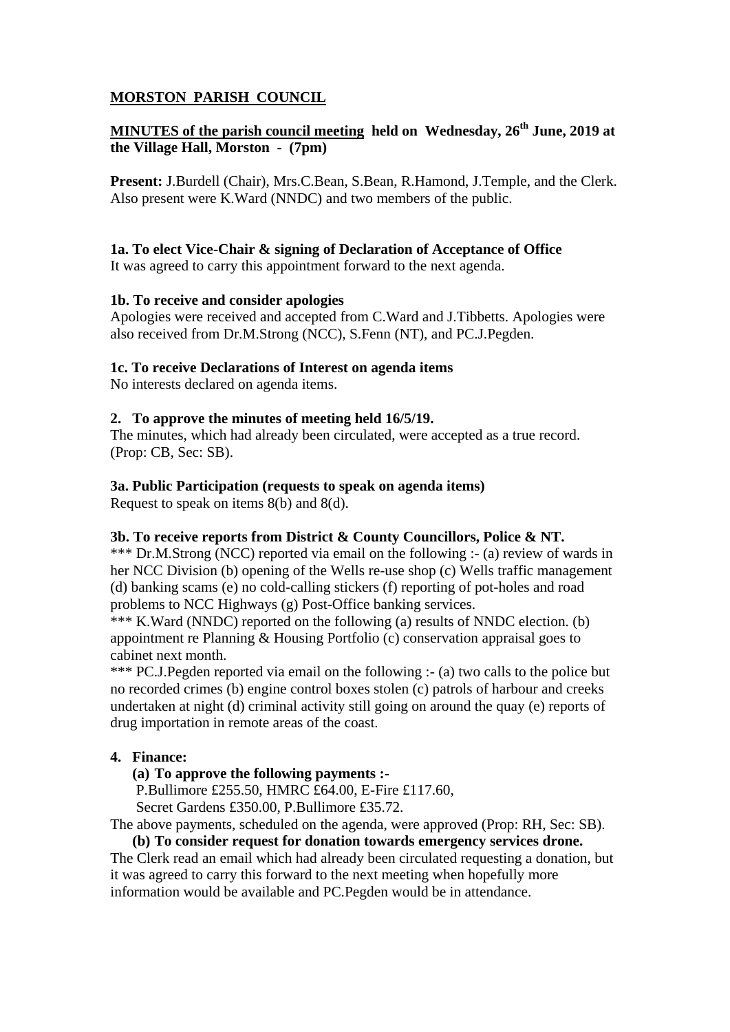# MORSTON PARISH COUNCIL

## MINUTES of the parish council meeting held on Wednesday, 26th June, 2019 at the Village Hall, Morston - (7pm)

**Present:** J.Burdell (Chair), Mrs.C.Bean, S.Bean, R.Hamond, J.Temple, and the Clerk. Also present were K.Ward (NNDC) and two members of the public.

**1a. To elect Vice-Chair & signing of Declaration of Acceptance of Office**
It was agreed to carry this appointment forward to the next agenda.

**1b. To receive and consider apologies**
Apologies were received and accepted from C.Ward and J.Tibbetts. Apologies were also received from Dr.M.Strong (NCC), S.Fenn (NT), and PC.J.Pegden.

**1c. To receive Declarations of Interest on agenda items**
No interests declared on agenda items.

**2. To approve the minutes of meeting held 16/5/19.**
The minutes, which had already been circulated, were accepted as a true record. (Prop: CB, Sec: SB).

**3a. Public Participation (requests to speak on agenda items)**
Request to speak on items 8(b) and 8(d).

**3b. To receive reports from District & County Councillors, Police & NT.**
*** Dr.M.Strong (NCC) reported via email on the following :- (a) review of wards in her NCC Division (b) opening of the Wells re-use shop (c) Wells traffic management (d) banking scams (e) no cold-calling stickers (f) reporting of pot-holes and road problems to NCC Highways (g) Post-Office banking services.
*** K.Ward (NNDC) reported on the following (a) results of NNDC election. (b) appointment re Planning & Housing Portfolio (c) conservation appraisal goes to cabinet next month.
*** PC.J.Pegden reported via email on the following :- (a) two calls to the police but no recorded crimes (b) engine control boxes stolen (c) patrols of harbour and creeks undertaken at night (d) criminal activity still going on around the quay (e) reports of drug importation in remote areas of the coast.

**4. Finance:**

**(a) To approve the following payments :-**
P.Bullimore £255.50, HMRC £64.00, E-Fire £117.60,
Secret Gardens £350.00, P.Bullimore £35.72.
The above payments, scheduled on the agenda, were approved (Prop: RH, Sec: SB).

**(b) To consider request for donation towards emergency services drone.**
The Clerk read an email which had already been circulated requesting a donation, but it was agreed to carry this forward to the next meeting when hopefully more information would be available and PC.Pegden would be in attendance.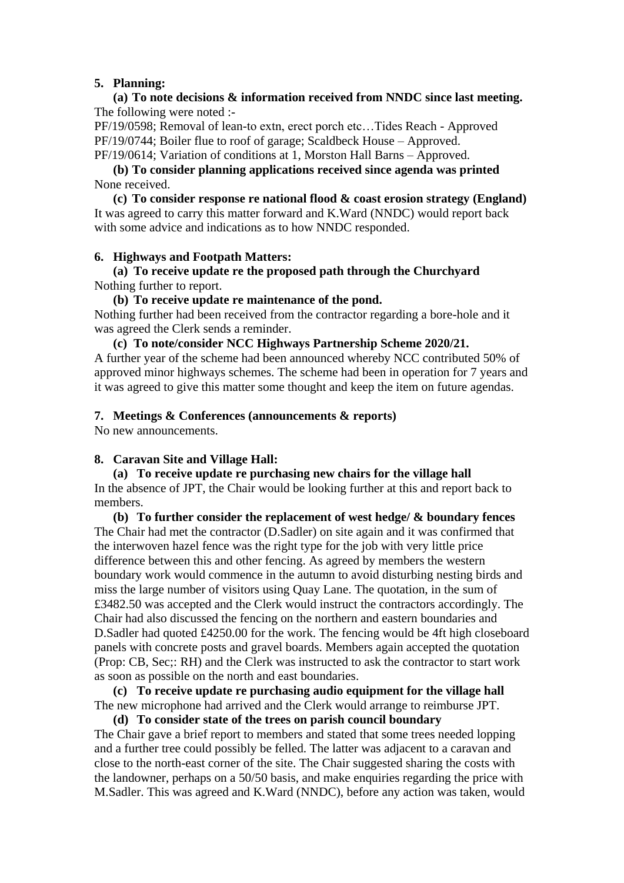**5. Planning:**

**(a) To note decisions & information received from NNDC since last meeting.**
The following were noted :-

PF/19/0598; Removal of lean-to extn, erect porch etc…Tides Reach - Approved
PF/19/0744; Boiler flue to roof of garage; Scaldbeck House – Approved.
PF/19/0614; Variation of conditions at 1, Morston Hall Barns – Approved.

**(b) To consider planning applications received since agenda was printed**
None received.

**(c) To consider response re national flood & coast erosion strategy (England)**
It was agreed to carry this matter forward and K.Ward (NNDC) would report back with some advice and indications as to how NNDC responded.

**6. Highways and Footpath Matters:**

**(a) To receive update re the proposed path through the Churchyard**
Nothing further to report.

**(b) To receive update re maintenance of the pond.**
Nothing further had been received from the contractor regarding a bore-hole and it was agreed the Clerk sends a reminder.

**(c) To note/consider NCC Highways Partnership Scheme 2020/21.**
A further year of the scheme had been announced whereby NCC contributed 50% of approved minor highways schemes. The scheme had been in operation for 7 years and it was agreed to give this matter some thought and keep the item on future agendas.

**7. Meetings & Conferences (announcements & reports)**
No new announcements.

**8. Caravan Site and Village Hall:**

**(a) To receive update re purchasing new chairs for the village hall**
In the absence of JPT, the Chair would be looking further at this and report back to members.

**(b) To further consider the replacement of west hedge/ & boundary fences**
The Chair had met the contractor (D.Sadler) on site again and it was confirmed that the interwoven hazel fence was the right type for the job with very little price difference between this and other fencing. As agreed by members the western boundary work would commence in the autumn to avoid disturbing nesting birds and miss the large number of visitors using Quay Lane. The quotation, in the sum of £3482.50 was accepted and the Clerk would instruct the contractors accordingly. The Chair had also discussed the fencing on the northern and eastern boundaries and D.Sadler had quoted £4250.00 for the work. The fencing would be 4ft high closeboard panels with concrete posts and gravel boards. Members again accepted the quotation (Prop: CB, Sec;: RH) and the Clerk was instructed to ask the contractor to start work as soon as possible on the north and east boundaries.

**(c) To receive update re purchasing audio equipment for the village hall**
The new microphone had arrived and the Clerk would arrange to reimburse JPT.

**(d) To consider state of the trees on parish council boundary**
The Chair gave a brief report to members and stated that some trees needed lopping and a further tree could possibly be felled. The latter was adjacent to a caravan and close to the north-east corner of the site. The Chair suggested sharing the costs with the landowner, perhaps on a 50/50 basis, and make enquiries regarding the price with M.Sadler. This was agreed and K.Ward (NNDC), before any action was taken, would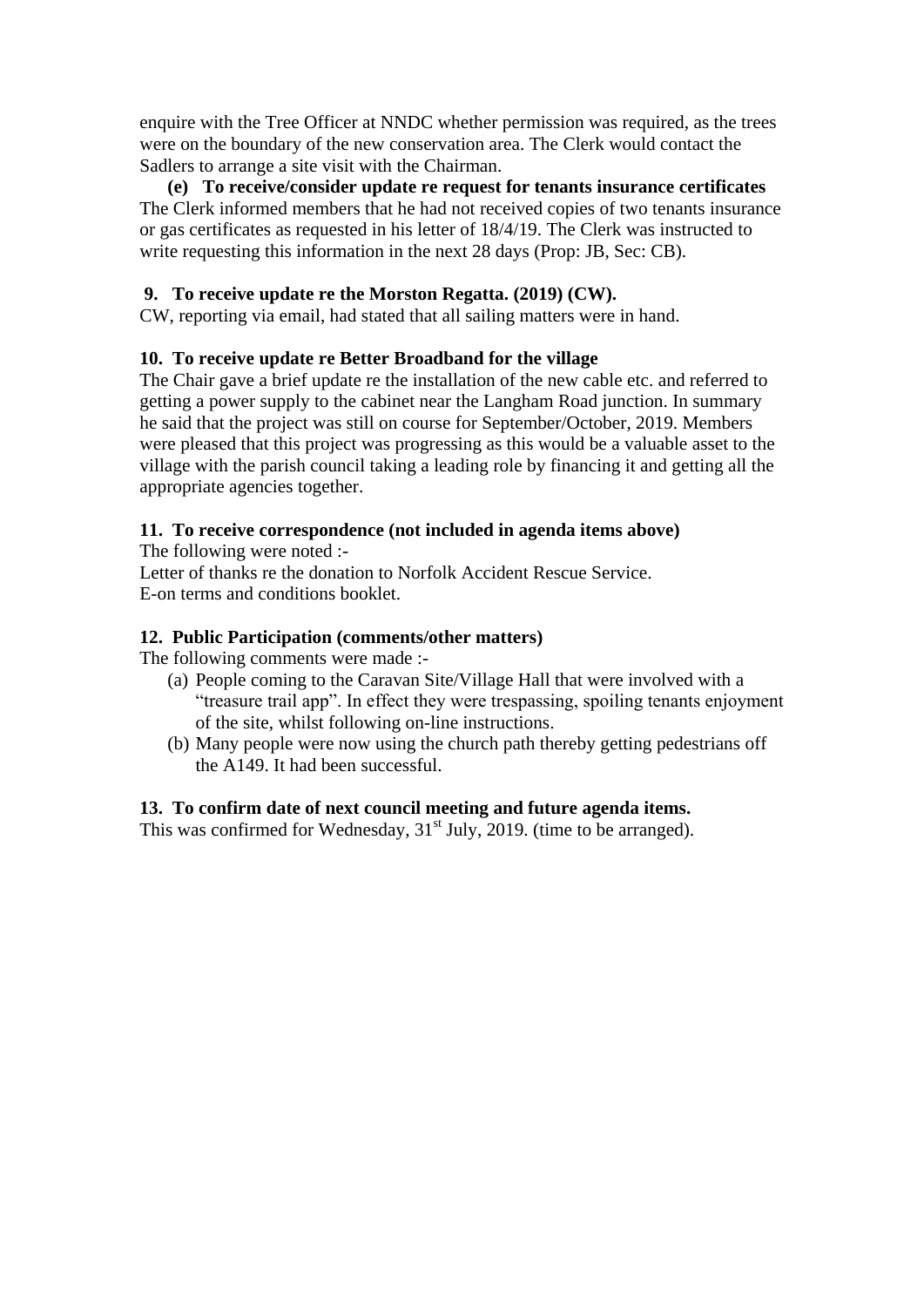enquire with the Tree Officer at NNDC whether permission was required, as the trees were on the boundary of the new conservation area. The Clerk would contact the Sadlers to arrange a site visit with the Chairman.

**(e) To receive/consider update re request for tenants insurance certificates**

The Clerk informed members that he had not received copies of two tenants insurance or gas certificates as requested in his letter of 18/4/19. The Clerk was instructed to write requesting this information in the next 28 days (Prop: JB, Sec: CB).

**9. To receive update re the Morston Regatta. (2019) (CW).**

CW, reporting via email, had stated that all sailing matters were in hand.

**10. To receive update re Better Broadband for the village**

The Chair gave a brief update re the installation of the new cable etc. and referred to getting a power supply to the cabinet near the Langham Road junction. In summary he said that the project was still on course for September/October, 2019. Members were pleased that this project was progressing as this would be a valuable asset to the village with the parish council taking a leading role by financing it and getting all the appropriate agencies together.

**11. To receive correspondence (not included in agenda items above)**

The following were noted :-

Letter of thanks re the donation to Norfolk Accident Rescue Service.

E-on terms and conditions booklet.

**12. Public Participation (comments/other matters)**

The following comments were made :-

(a) People coming to the Caravan Site/Village Hall that were involved with a "treasure trail app". In effect they were trespassing, spoiling tenants enjoyment of the site, whilst following on-line instructions.

(b) Many people were now using the church path thereby getting pedestrians off the A149. It had been successful.

**13. To confirm date of next council meeting and future agenda items.**

This was confirmed for Wednesday, 31st July, 2019. (time to be arranged).